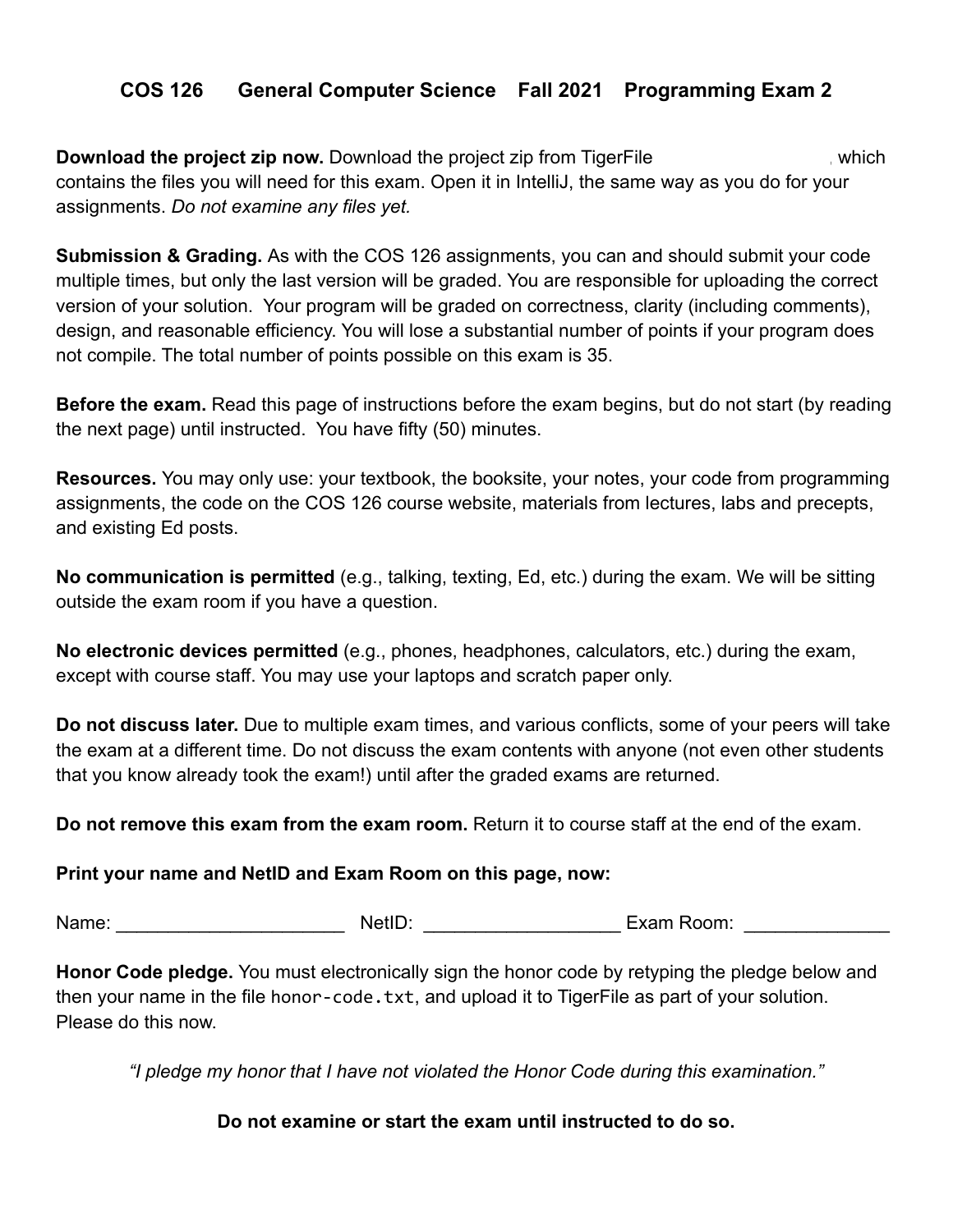# COS 126 General Computer Science Fall 2021 Programming Exam 2

**Download the project zip now.** Download the project zip from TigerFile , which contains the files you will need for this exam. Open it in IntelliJ, the same way as you do for your assignments. *Do not examine any files yet.*

**Submission & Grading.** As with the COS 126 assignments, you can and should submit your code multiple times, but only the last version will be graded. You are responsible for uploading the correct version of your solution. Your program will be graded on correctness, clarity (including comments), design, and reasonable efficiency. You will lose a substantial number of points if your program does not compile. The total number of points possible on this exam is 35.

**Before the exam.** Read this page of instructions before the exam begins, but do not start (by reading the next page) until instructed. You have fifty (50) minutes.

**Resources.** You may only use: your textbook, the booksite, your notes, your code from programming assignments, the code on the COS 126 course website, materials from lectures, labs and precepts, and existing Ed posts.

**No communication is permitted** (e.g., talking, texting, Ed, etc.) during the exam. We will be sitting outside the exam room if you have a question.

**No electronic devices permitted** (e.g., phones, headphones, calculators, etc.) during the exam, except with course staff. You may use your laptops and scratch paper only.

**Do not discuss later.** Due to multiple exam times, and various conflicts, some of your peers will take the exam at a different time. Do not discuss the exam contents with anyone (not even other students that you know already took the exam!) until after the graded exams are returned.

**Do not remove this exam from the exam room.** Return it to course staff at the end of the exam.

**Print your name and NetID and Exam Room on this page, now:**

Name: ______________________ NetID: ___________________ Exam Room: ______________

**Honor Code pledge.** You must electronically sign the honor code by retyping the pledge below and then your name in the file `honor-code.txt`, and upload it to TigerFile as part of your solution. Please do this now.

*"I pledge my honor that I have not violated the Honor Code during this examination."*

**Do not examine or start the exam until instructed to do so.**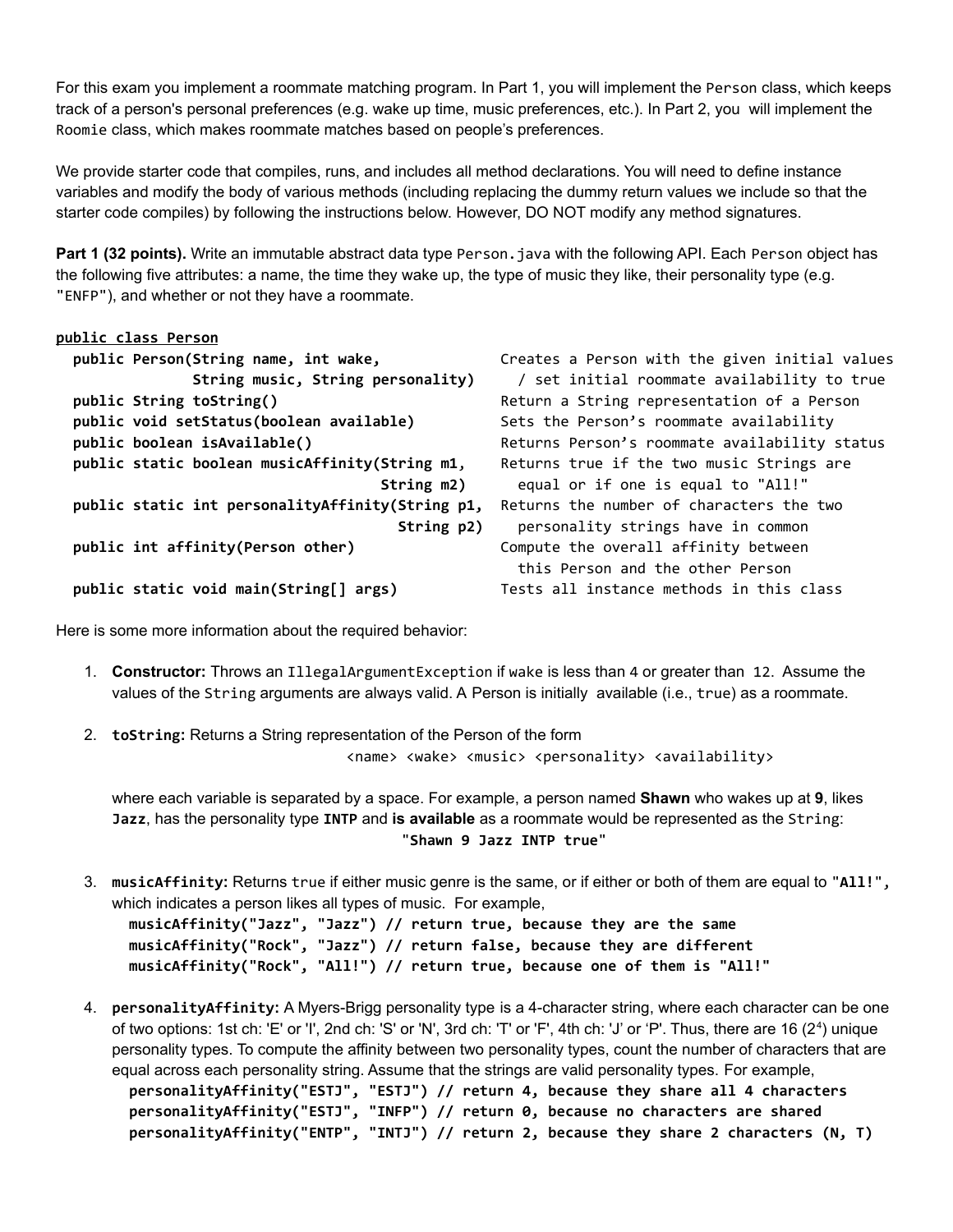For this exam you implement a roommate matching program. In Part 1, you will implement the `Person` class, which keeps track of a person's personal preferences (e.g. wake up time, music preferences, etc.). In Part 2, you will implement the `Roomie` class, which makes roommate matches based on people's preferences.

We provide starter code that compiles, runs, and includes all method declarations. You will need to define instance variables and modify the body of various methods (including replacing the dummy return values we include so that the starter code compiles) by following the instructions below. However, DO NOT modify any method signatures.

**Part 1 (32 points).** Write an immutable abstract data type `Person.java` with the following API. Each `Person` object has the following five attributes: a name, the time they wake up, the type of music they like, their personality type (e.g. `"ENFP"`), and whether or not they have a roommate.

```
public class Person
  public Person(String name, int wake,            Creates a Person with the given initial values
             String music, String personality)      / set initial roommate availability to true
  public String toString()                        Return a String representation of a Person
  public void setStatus(boolean available)        Sets the Person's roommate availability
  public boolean isAvailable()                    Returns Person's roommate availability status
  public static boolean musicAffinity(String m1,  Returns true if the two music Strings are
                                      String m2)    equal or if one is equal to "All!"
  public static int personalityAffinity(String p1, Returns the number of characters the two
                                        String p2)   personality strings have in common
  public int affinity(Person other)               Compute the overall affinity between
                                                    this Person and the other Person
  public static void main(String[] args)          Tests all instance methods in this class
```

Here is some more information about the required behavior:

1. **Constructor:** Throws an `IllegalArgumentException` if `wake` is less than `4` or greater than `12`. Assume the values of the `String` arguments are always valid. A Person is initially available (i.e., `true`) as a roommate.

2. **`toString`:** Returns a String representation of the Person of the form

   `<name> <wake> <music> <personality> <availability>`

   where each variable is separated by a space. For example, a person named **Shawn** who wakes up at **9**, likes **`Jazz`**, has the personality type **`INTP`** and **is available** as a roommate would be represented as the `String`:

   **`"Shawn 9 Jazz INTP true"`**

3. **`musicAffinity`:** Returns `true` if either music genre is the same, or if either or both of them are equal to **`"All!"`**, which indicates a person likes all types of music. For example,

   ```
   musicAffinity("Jazz", "Jazz") // return true, because they are the same
   musicAffinity("Rock", "Jazz") // return false, because they are different
   musicAffinity("Rock", "All!") // return true, because one of them is "All!"
   ```

4. **`personalityAffinity`:** A Myers-Brigg personality type is a 4-character string, where each character can be one of two options: 1st ch: 'E' or 'I', 2nd ch: 'S' or 'N', 3rd ch: 'T' or 'F', 4th ch: 'J' or 'P'. Thus, there are 16 ($2^4$) unique personality types. To compute the affinity between two personality types, count the number of characters that are equal across each personality string. Assume that the strings are valid personality types. For example,

   ```
   personalityAffinity("ESTJ", "ESTJ") // return 4, because they share all 4 characters
   personalityAffinity("ESTJ", "INFP") // return 0, because no characters are shared
   personalityAffinity("ENTP", "INTJ") // return 2, because they share 2 characters (N, T)
   ```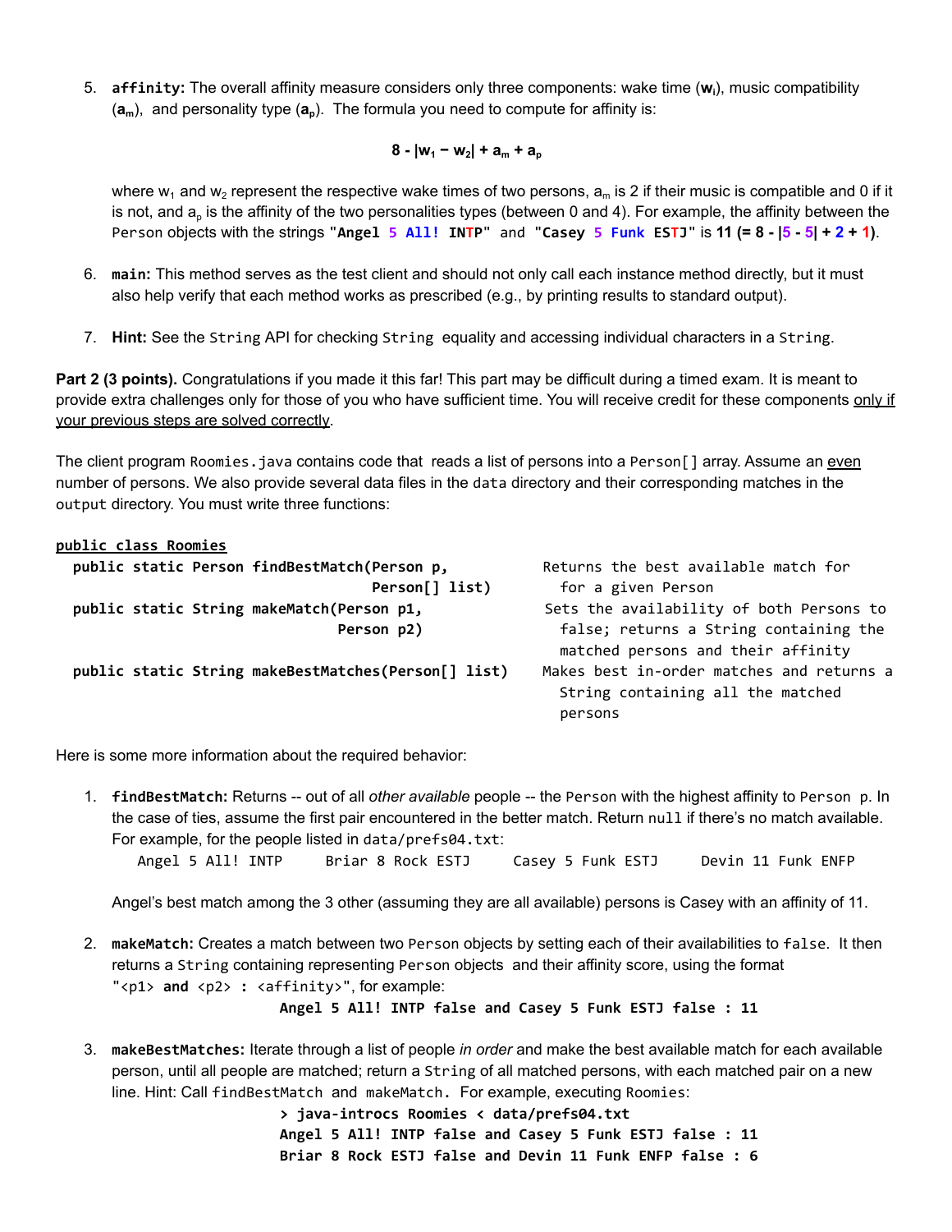5. **affinity:** The overall affinity measure considers only three components: wake time ($w_i$), music compatibility ($a_m$), and personality type ($a_p$). The formula you need to compute for affinity is:

$$8 - |w_1 - w_2| + a_m + a_p$$

   where $w_1$ and $w_2$ represent the respective wake times of two persons, $a_m$ is 2 if their music is compatible and 0 if it is not, and $a_p$ is the affinity of the two personalities types (between 0 and 4). For example, the affinity between the `Person` objects with the strings "**Angel 5 All! INTP**" and "**Casey 5 Funk ESTJ**" is **11 (= 8 - |5 - 5| + 2 + 1)**.

6. **main:** This method serves as the test client and should not only call each instance method directly, but it must also help verify that each method works as prescribed (e.g., by printing results to standard output).

7. **Hint:** See the `String` API for checking `String` equality and accessing individual characters in a `String`.

**Part 2 (3 points).** Congratulations if you made it this far! This part may be difficult during a timed exam. It is meant to provide extra challenges only for those of you who have sufficient time. You will receive credit for these components <u>only if your previous steps are solved correctly</u>.

The client program `Roomies.java` contains code that reads a list of persons into a `Person[]` array. Assume an <u>even</u> number of persons. We also provide several data files in the `data` directory and their corresponding matches in the `output` directory. You must write three functions:

**<u>public class Roomies</u>**

| | |
|---|---|
| **public static Person findBestMatch(Person p, Person[] list)** | Returns the best available match for a given Person |
| **public static String makeMatch(Person p1, Person p2)** | Sets the availability of both Persons to false; returns a String containing the matched persons and their affinity |
| **public static String makeBestMatches(Person[] list)** | Makes best in-order matches and returns a String containing all the matched persons |

Here is some more information about the required behavior:

1. **findBestMatch:** Returns -- out of all *other available* people -- the `Person` with the highest affinity to `Person p`. In the case of ties, assume the first pair encountered in the better match. Return `null` if there's no match available. For example, for the people listed in `data/prefs04.txt`:

```
Angel 5 All! INTP     Briar 8 Rock ESTJ     Casey 5 Funk ESTJ     Devin 11 Funk ENFP
```

   Angel's best match among the 3 other (assuming they are all available) persons is Casey with an affinity of 11.

2. **makeMatch:** Creates a match between two `Person` objects by setting each of their availabilities to `false`. It then returns a `String` containing representing `Person` objects and their affinity score, using the format `"<p1> and <p2> : <affinity>"`, for example:

```
Angel 5 All! INTP false and Casey 5 Funk ESTJ false : 11
```

3. **makeBestMatches:** Iterate through a list of people *in order* and make the best available match for each available person, until all people are matched; return a `String` of all matched persons, with each matched pair on a new line. Hint: Call `findBestMatch` and `makeMatch`. For example, executing `Roomies`:

```
> java-introcs Roomies < data/prefs04.txt
Angel 5 All! INTP false and Casey 5 Funk ESTJ false : 11
Briar 8 Rock ESTJ false and Devin 11 Funk ENFP false : 6
```